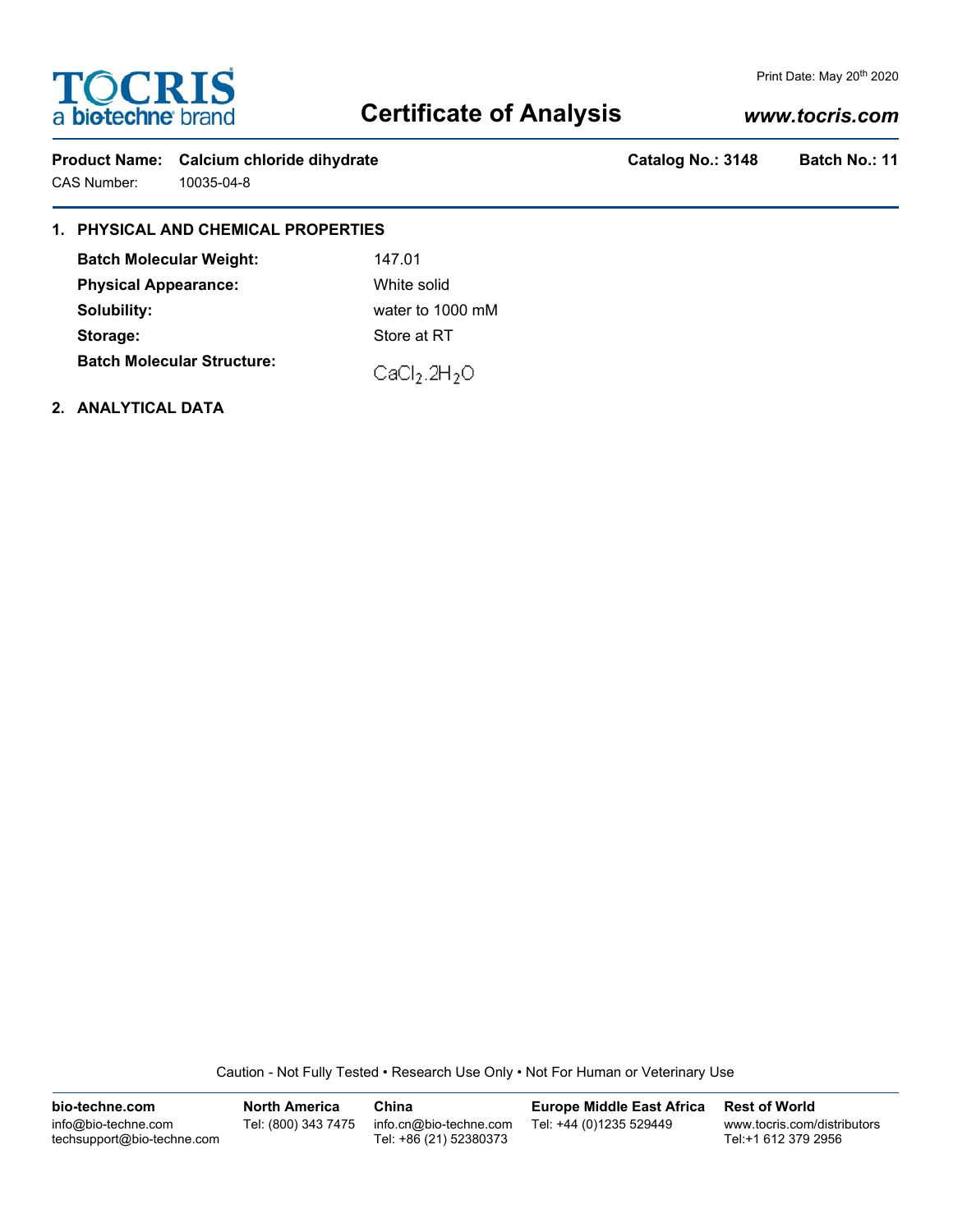TOCRIS
a bio-techne brand

Print Date: May 20th 2020

# Certificate of Analysis

*www.tocris.com*

**Product Name: Calcium chloride dihydrate** **Catalog No.: 3148** **Batch No.: 11**

CAS Number: 10035-04-8

## 1. PHYSICAL AND CHEMICAL PROPERTIES

| | |
|---|---|
| **Batch Molecular Weight:** | 147.01 |
| **Physical Appearance:** | White solid |
| **Solubility:** | water to 1000 mM |
| **Storage:** | Store at RT |
| **Batch Molecular Structure:** | $CaCl_2.2H_2O$ |

## 2. ANALYTICAL DATA

Caution - Not Fully Tested • Research Use Only • Not For Human or Veterinary Use

**bio-techne.com**
info@bio-techne.com
techsupport@bio-techne.com

**North America**
Tel: (800) 343 7475

**China**
info.cn@bio-techne.com
Tel: +86 (21) 52380373

**Europe Middle East Africa**
Tel: +44 (0)1235 529449

**Rest of World**
www.tocris.com/distributors
Tel:+1 612 379 2956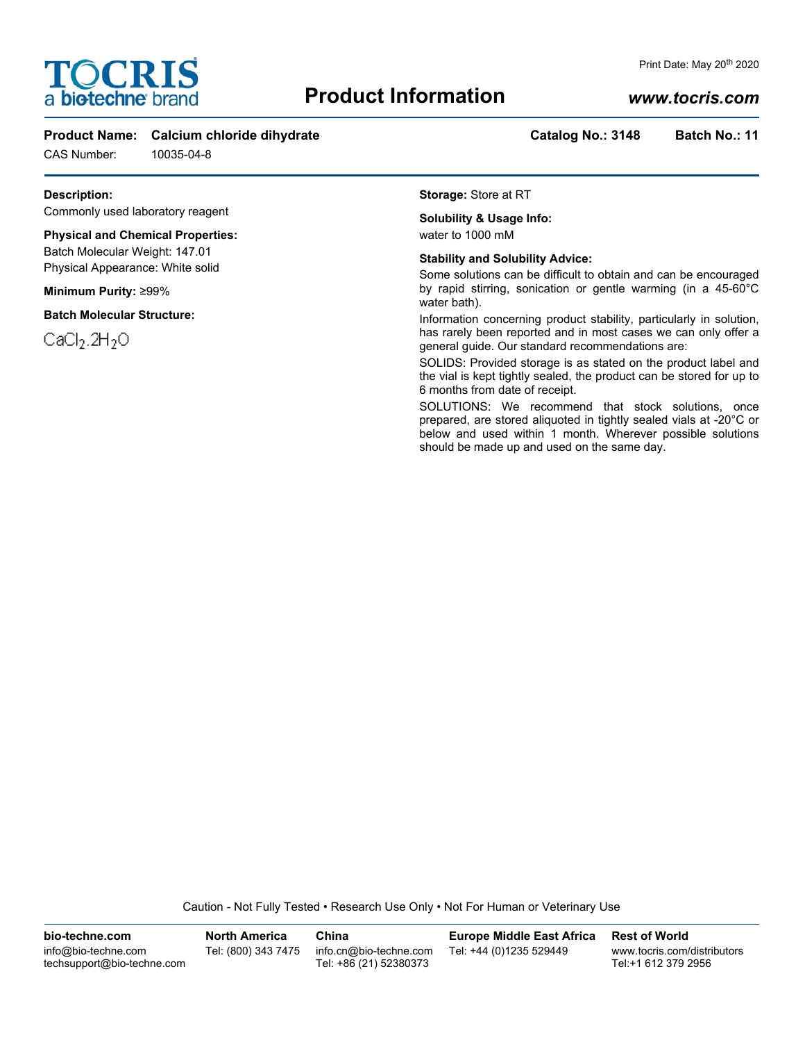# Product Information

**TOCRIS** a bio-techne brand

Print Date: May 20th 2020

*www.tocris.com*

**Product Name:** Calcium chloride dihydrate **Catalog No.: 3148** **Batch No.: 11**

CAS Number: 10035-04-8

**Description:**
Commonly used laboratory reagent

**Physical and Chemical Properties:**
Batch Molecular Weight: 147.01
Physical Appearance: White solid

**Minimum Purity:** ≥99%

**Batch Molecular Structure:**

$CaCl_2.2H_2O$

**Storage:** Store at RT

**Solubility & Usage Info:**
water to 1000 mM

**Stability and Solubility Advice:**
Some solutions can be difficult to obtain and can be encouraged by rapid stirring, sonication or gentle warming (in a 45-60°C water bath).

Information concerning product stability, particularly in solution, has rarely been reported and in most cases we can only offer a general guide. Our standard recommendations are:

SOLIDS: Provided storage is as stated on the product label and the vial is kept tightly sealed, the product can be stored for up to 6 months from date of receipt.

SOLUTIONS: We recommend that stock solutions, once prepared, are stored aliquoted in tightly sealed vials at -20°C or below and used within 1 month. Wherever possible solutions should be made up and used on the same day.

Caution - Not Fully Tested • Research Use Only • Not For Human or Veterinary Use

**bio-techne.com**
info@bio-techne.com
techsupport@bio-techne.com

**North America**
Tel: (800) 343 7475

**China**
info.cn@bio-techne.com
Tel: +86 (21) 52380373

**Europe Middle East Africa**
Tel: +44 (0)1235 529449

**Rest of World**
www.tocris.com/distributors
Tel:+1 612 379 2956